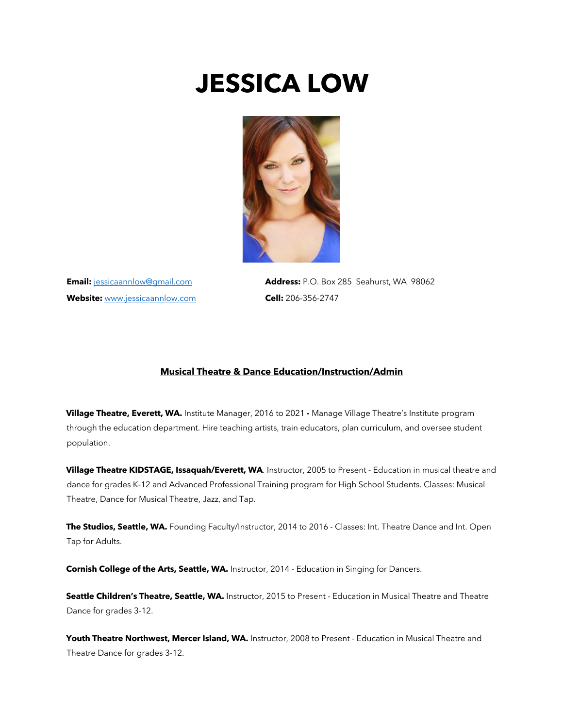# JESSICA LOW

**Email:** jessicaannlow@gmail.com
**Website:** www.jessicaannlow.com

**Address:** P.O. Box 285 Seahurst, WA 98062
**Cell:** 206-356-2747

## Musical Theatre & Dance Education/Instruction/Admin

**Village Theatre, Everett, WA.** Institute Manager, 2016 to 2021 **-** Manage Village Theatre's Institute program through the education department. Hire teaching artists, train educators, plan curriculum, and oversee student population.

**Village Theatre KIDSTAGE, Issaquah/Everett, WA**. Instructor, 2005 to Present - Education in musical theatre and dance for grades K-12 and Advanced Professional Training program for High School Students. Classes: Musical Theatre, Dance for Musical Theatre, Jazz, and Tap.

**The Studios, Seattle, WA.** Founding Faculty/Instructor, 2014 to 2016 - Classes: Int. Theatre Dance and Int. Open Tap for Adults.

**Cornish College of the Arts, Seattle, WA.** Instructor, 2014 - Education in Singing for Dancers.

**Seattle Children's Theatre, Seattle, WA.** Instructor, 2015 to Present - Education in Musical Theatre and Theatre Dance for grades 3-12.

**Youth Theatre Northwest, Mercer Island, WA.** Instructor, 2008 to Present - Education in Musical Theatre and Theatre Dance for grades 3-12.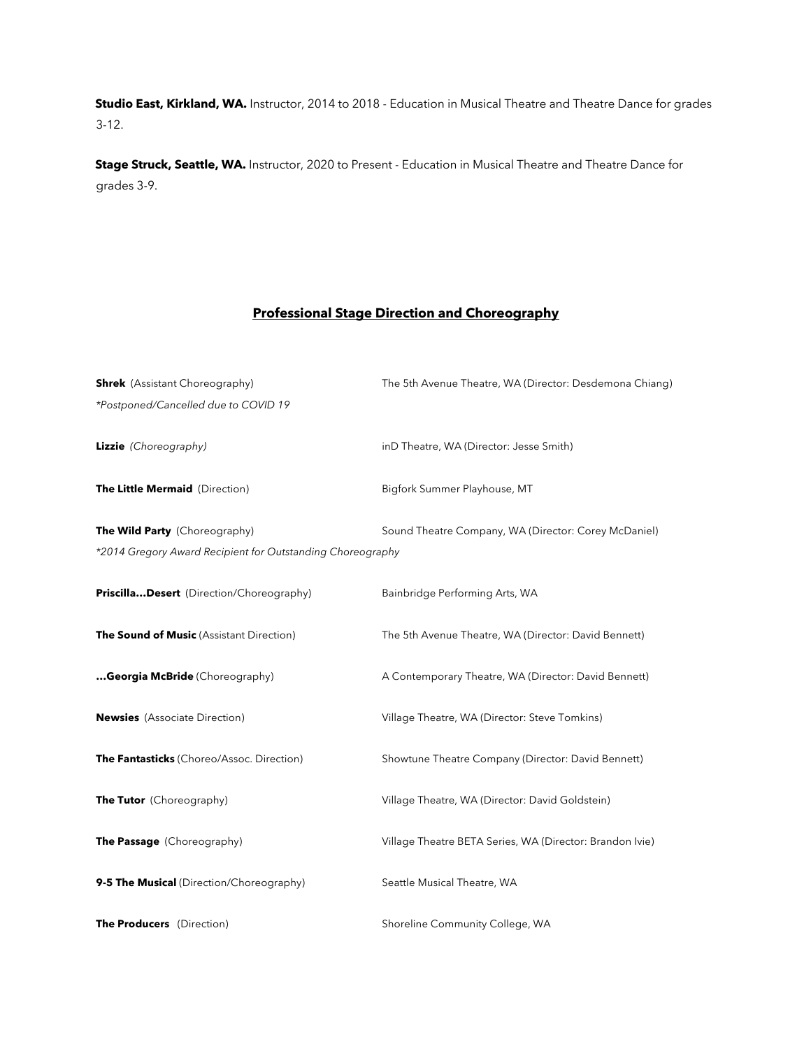**Studio East, Kirkland, WA.** Instructor, 2014 to 2018 - Education in Musical Theatre and Theatre Dance for grades 3-12.

**Stage Struck, Seattle, WA.** Instructor, 2020 to Present - Education in Musical Theatre and Theatre Dance for grades 3-9.

## Professional Stage Direction and Choreography

**Shrek** (Assistant Choreography) — The 5th Avenue Theatre, WA (Director: Desdemona Chiang)
*\*Postponed/Cancelled due to COVID 19*

**Lizzie** *(Choreography)* — inD Theatre, WA (Director: Jesse Smith)

**The Little Mermaid** (Direction) — Bigfork Summer Playhouse, MT

**The Wild Party** (Choreography) — Sound Theatre Company, WA (Director: Corey McDaniel)
*\*2014 Gregory Award Recipient for Outstanding Choreography*

**Priscilla…Desert** (Direction/Choreography) — Bainbridge Performing Arts, WA

**The Sound of Music** (Assistant Direction) — The 5th Avenue Theatre, WA (Director: David Bennett)

**…Georgia McBride** (Choreography) — A Contemporary Theatre, WA (Director: David Bennett)

**Newsies** (Associate Direction) — Village Theatre, WA (Director: Steve Tomkins)

**The Fantasticks** (Choreo/Assoc. Direction) — Showtune Theatre Company (Director: David Bennett)

**The Tutor** (Choreography) — Village Theatre, WA (Director: David Goldstein)

**The Passage** (Choreography) — Village Theatre BETA Series, WA (Director: Brandon Ivie)

**9-5 The Musical** (Direction/Choreography) — Seattle Musical Theatre, WA

**The Producers** (Direction) — Shoreline Community College, WA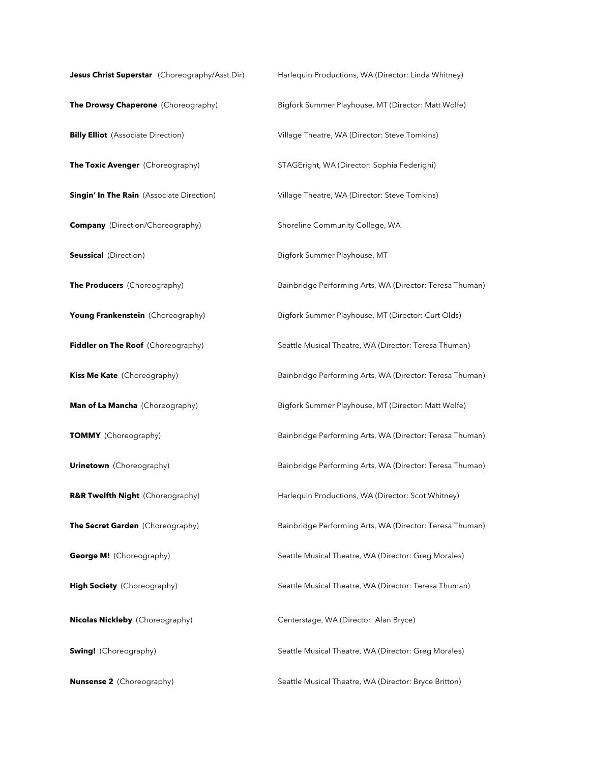**Jesus Christ Superstar** (Choreography/Asst.Dir) Harlequin Productions, WA (Director: Linda Whitney)

**The Drowsy Chaperone** (Choreography) Bigfork Summer Playhouse, MT (Director: Matt Wolfe)

**Billy Elliot** (Associate Direction) Village Theatre, WA (Director: Steve Tomkins)

**The Toxic Avenger** (Choreography) STAGEright, WA (Director: Sophia Federighi)

**Singin' In The Rain** (Associate Direction) Village Theatre, WA (Director: Steve Tomkins)

**Company** (Direction/Choreography) Shoreline Community College, WA

**Seussical** (Direction) Bigfork Summer Playhouse, MT

**The Producers** (Choreography) Bainbridge Performing Arts, WA (Director: Teresa Thuman)

**Young Frankenstein** (Choreography) Bigfork Summer Playhouse, MT (Director: Curt Olds)

**Fiddler on The Roof** (Choreography) Seattle Musical Theatre, WA (Director: Teresa Thuman)

**Kiss Me Kate** (Choreography) Bainbridge Performing Arts, WA (Director: Teresa Thuman)

**Man of La Mancha** (Choreography) Bigfork Summer Playhouse, MT (Director: Matt Wolfe)

**TOMMY** (Choreography) Bainbridge Performing Arts, WA (Director: Teresa Thuman)

**Urinetown** (Choreography) Bainbridge Performing Arts, WA (Director: Teresa Thuman)

**R&R Twelfth Night** (Choreography) Harlequin Productions, WA (Director: Scot Whitney)

**The Secret Garden** (Choreography) Bainbridge Performing Arts, WA (Director: Teresa Thuman)

**George M!** (Choreography) Seattle Musical Theatre, WA (Director: Greg Morales)

**High Society** (Choreography) Seattle Musical Theatre, WA (Director: Teresa Thuman)

**Nicolas Nickleby** (Choreography) Centerstage, WA (Director: Alan Bryce)

**Swing!** (Choreography) Seattle Musical Theatre, WA (Director: Greg Morales)

**Nunsense 2** (Choreography) Seattle Musical Theatre, WA (Director: Bryce Britton)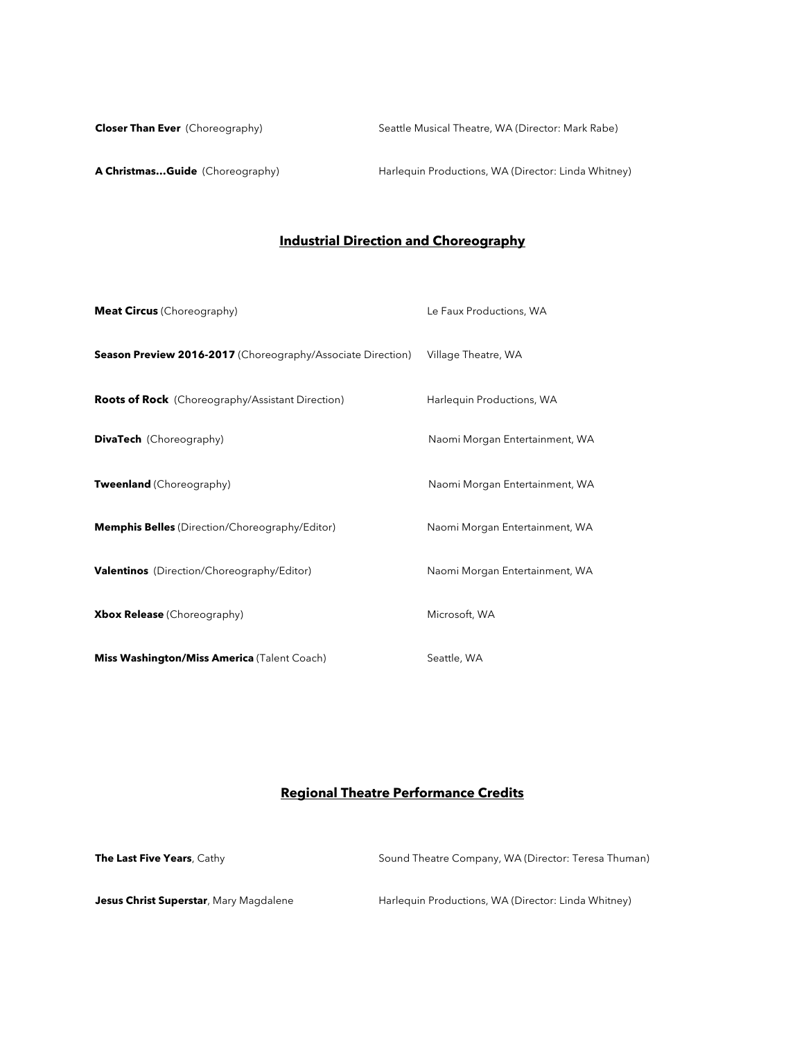**Closer Than Ever** (Choreography) Seattle Musical Theatre, WA (Director: Mark Rabe)

**A Christmas…Guide** (Choreography) Harlequin Productions, WA (Director: Linda Whitney)

## Industrial Direction and Choreography

**Meat Circus** (Choreography) Le Faux Productions, WA

**Season Preview 2016-2017** (Choreography/Associate Direction) Village Theatre, WA

**Roots of Rock** (Choreography/Assistant Direction) Harlequin Productions, WA

**DivaTech** (Choreography) Naomi Morgan Entertainment, WA

**Tweenland** (Choreography) Naomi Morgan Entertainment, WA

**Memphis Belles** (Direction/Choreography/Editor) Naomi Morgan Entertainment, WA

**Valentinos** (Direction/Choreography/Editor) Naomi Morgan Entertainment, WA

**Xbox Release** (Choreography) Microsoft, WA

**Miss Washington/Miss America** (Talent Coach) Seattle, WA

## Regional Theatre Performance Credits

**The Last Five Years**, Cathy Sound Theatre Company, WA (Director: Teresa Thuman)

**Jesus Christ Superstar**, Mary Magdalene Harlequin Productions, WA (Director: Linda Whitney)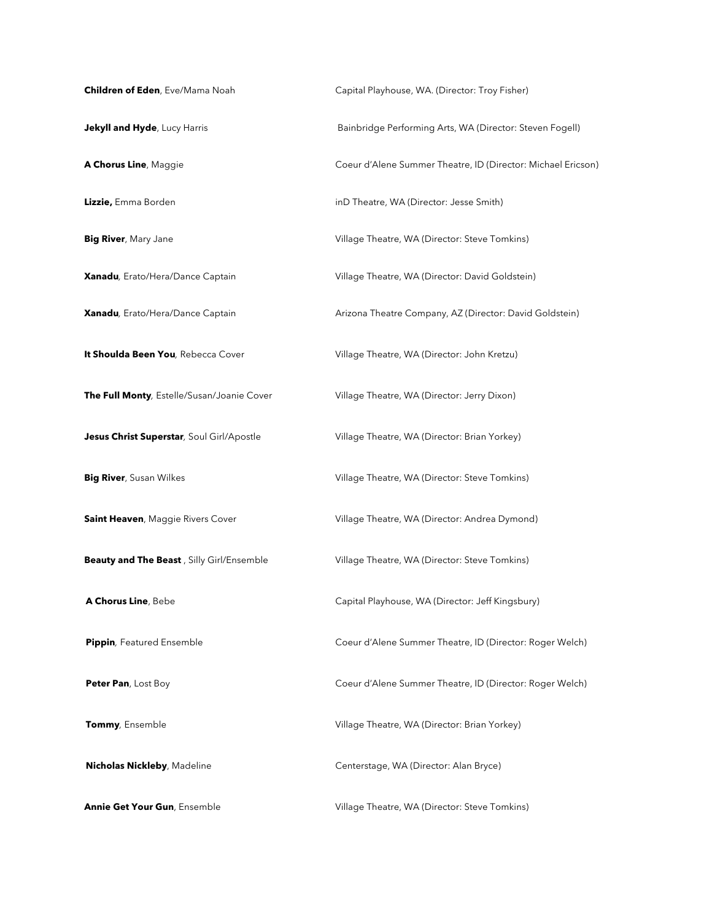| | |
|---|---|
| **Children of Eden**, Eve/Mama Noah | Capital Playhouse, WA. (Director: Troy Fisher) |
| **Jekyll and Hyde**, Lucy Harris | Bainbridge Performing Arts, WA (Director: Steven Fogell) |
| **A Chorus Line**, Maggie | Coeur d'Alene Summer Theatre, ID (Director: Michael Ericson) |
| **Lizzie,** Emma Borden | inD Theatre, WA (Director: Jesse Smith) |
| **Big River**, Mary Jane | Village Theatre, WA (Director: Steve Tomkins) |
| **Xanadu**, Erato/Hera/Dance Captain | Village Theatre, WA (Director: David Goldstein) |
| **Xanadu**, Erato/Hera/Dance Captain | Arizona Theatre Company, AZ (Director: David Goldstein) |
| **It Shoulda Been You**, Rebecca Cover | Village Theatre, WA (Director: John Kretzu) |
| **The Full Monty**, Estelle/Susan/Joanie Cover | Village Theatre, WA (Director: Jerry Dixon) |
| **Jesus Christ Superstar**, Soul Girl/Apostle | Village Theatre, WA (Director: Brian Yorkey) |
| **Big River**, Susan Wilkes | Village Theatre, WA (Director: Steve Tomkins) |
| **Saint Heaven**, Maggie Rivers Cover | Village Theatre, WA (Director: Andrea Dymond) |
| **Beauty and The Beast** , Silly Girl/Ensemble | Village Theatre, WA (Director: Steve Tomkins) |
| **A Chorus Line**, Bebe | Capital Playhouse, WA (Director: Jeff Kingsbury) |
| **Pippin**, Featured Ensemble | Coeur d'Alene Summer Theatre, ID (Director: Roger Welch) |
| **Peter Pan**, Lost Boy | Coeur d'Alene Summer Theatre, ID (Director: Roger Welch) |
| **Tommy**, Ensemble | Village Theatre, WA (Director: Brian Yorkey) |
| **Nicholas Nickleby**, Madeline | Centerstage, WA (Director: Alan Bryce) |
| **Annie Get Your Gun**, Ensemble | Village Theatre, WA (Director: Steve Tomkins) |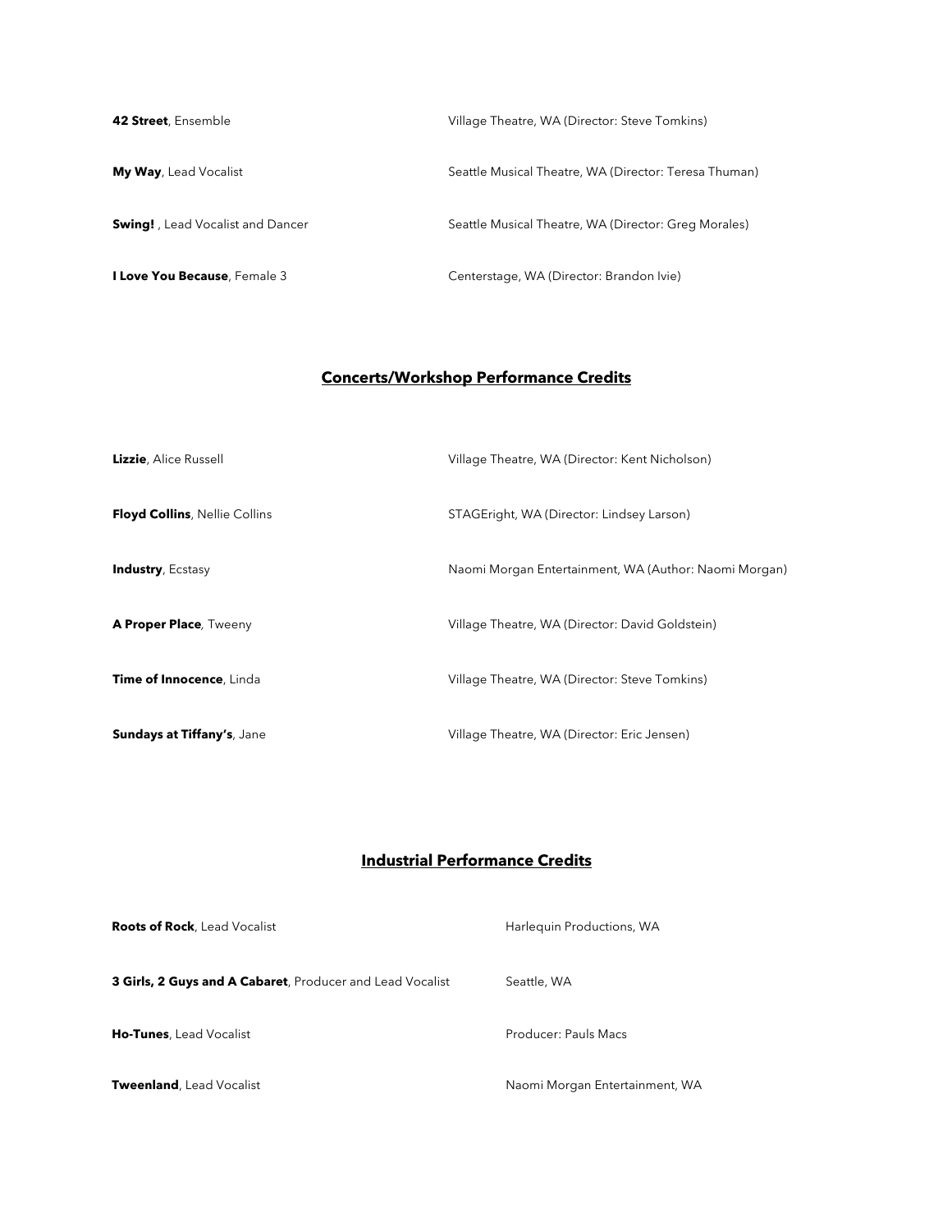| | |
|---|---|
| **42 Street**, Ensemble | Village Theatre, WA (Director: Steve Tomkins) |
| **My Way**, Lead Vocalist | Seattle Musical Theatre, WA (Director: Teresa Thuman) |
| **Swing!** , Lead Vocalist and Dancer | Seattle Musical Theatre, WA (Director: Greg Morales) |
| **I Love You Because**, Female 3 | Centerstage, WA (Director: Brandon Ivie) |

## Concerts/Workshop Performance Credits

| | |
|---|---|
| **Lizzie**, Alice Russell | Village Theatre, WA (Director: Kent Nicholson) |
| **Floyd Collins**, Nellie Collins | STAGEright, WA (Director: Lindsey Larson) |
| **Industry**, Ecstasy | Naomi Morgan Entertainment, WA (Author: Naomi Morgan) |
| **A Proper Place**, Tweeny | Village Theatre, WA (Director: David Goldstein) |
| **Time of Innocence**, Linda | Village Theatre, WA (Director: Steve Tomkins) |
| **Sundays at Tiffany's**, Jane | Village Theatre, WA (Director: Eric Jensen) |

## Industrial Performance Credits

| | |
|---|---|
| **Roots of Rock**, Lead Vocalist | Harlequin Productions, WA |
| **3 Girls, 2 Guys and A Cabaret**, Producer and Lead Vocalist | Seattle, WA |
| **Ho-Tunes**, Lead Vocalist | Producer: Pauls Macs |
| **Tweenland**, Lead Vocalist | Naomi Morgan Entertainment, WA |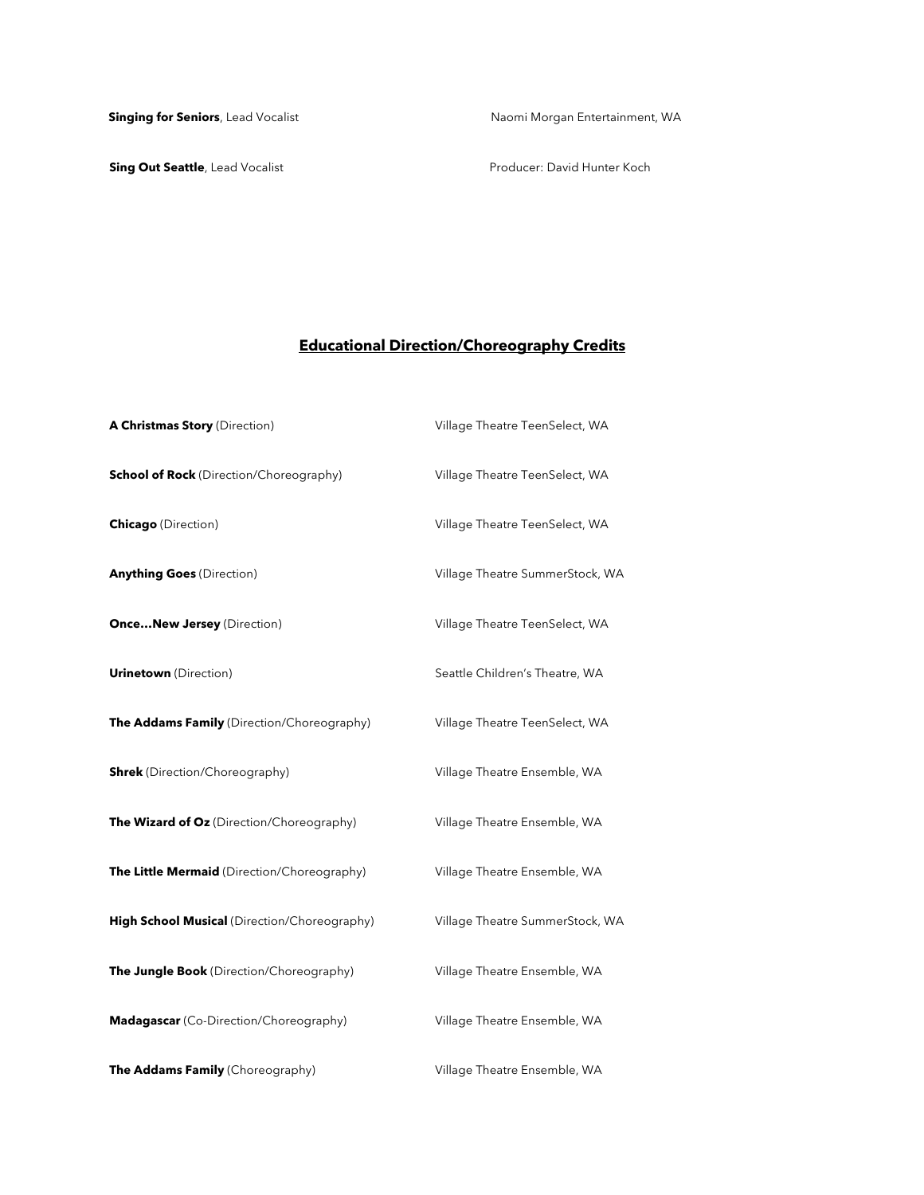**Singing for Seniors**, Lead Vocalist Naomi Morgan Entertainment, WA

**Sing Out Seattle**, Lead Vocalist Producer: David Hunter Koch

## Educational Direction/Choreography Credits

**A Christmas Story** (Direction) Village Theatre TeenSelect, WA

**School of Rock** (Direction/Choreography) Village Theatre TeenSelect, WA

**Chicago** (Direction) Village Theatre TeenSelect, WA

**Anything Goes** (Direction) Village Theatre SummerStock, WA

**Once…New Jersey** (Direction) Village Theatre TeenSelect, WA

**Urinetown** (Direction) Seattle Children's Theatre, WA

**The Addams Family** (Direction/Choreography) Village Theatre TeenSelect, WA

**Shrek** (Direction/Choreography) Village Theatre Ensemble, WA

**The Wizard of Oz** (Direction/Choreography) Village Theatre Ensemble, WA

**The Little Mermaid** (Direction/Choreography) Village Theatre Ensemble, WA

**High School Musical** (Direction/Choreography) Village Theatre SummerStock, WA

**The Jungle Book** (Direction/Choreography) Village Theatre Ensemble, WA

**Madagascar** (Co-Direction/Choreography) Village Theatre Ensemble, WA

**The Addams Family** (Choreography) Village Theatre Ensemble, WA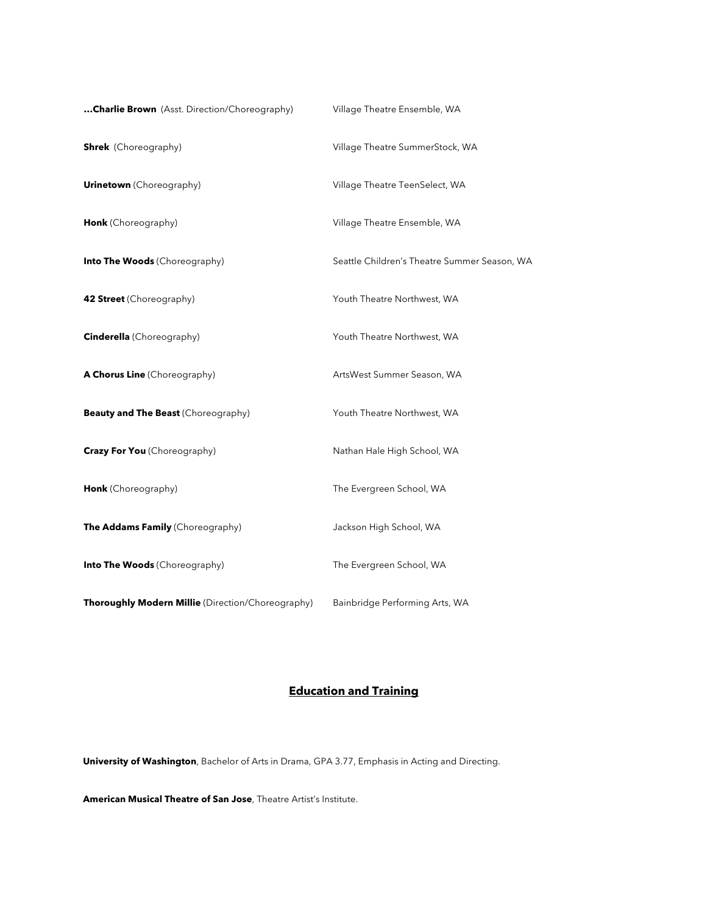**...Charlie Brown** (Asst. Direction/Choreography) Village Theatre Ensemble, WA

**Shrek** (Choreography) Village Theatre SummerStock, WA

**Urinetown** (Choreography) Village Theatre TeenSelect, WA

**Honk** (Choreography) Village Theatre Ensemble, WA

**Into The Woods** (Choreography) Seattle Children's Theatre Summer Season, WA

**42 Street** (Choreography) Youth Theatre Northwest, WA

**Cinderella** (Choreography) Youth Theatre Northwest, WA

**A Chorus Line** (Choreography) ArtsWest Summer Season, WA

**Beauty and The Beast** (Choreography) Youth Theatre Northwest, WA

**Crazy For You** (Choreography) Nathan Hale High School, WA

**Honk** (Choreography) The Evergreen School, WA

**The Addams Family** (Choreography) Jackson High School, WA

**Into The Woods** (Choreography) The Evergreen School, WA

**Thoroughly Modern Millie** (Direction/Choreography) Bainbridge Performing Arts, WA

## **Education and Training**

**University of Washington**, Bachelor of Arts in Drama, GPA 3.77, Emphasis in Acting and Directing.

**American Musical Theatre of San Jose**, Theatre Artist's Institute.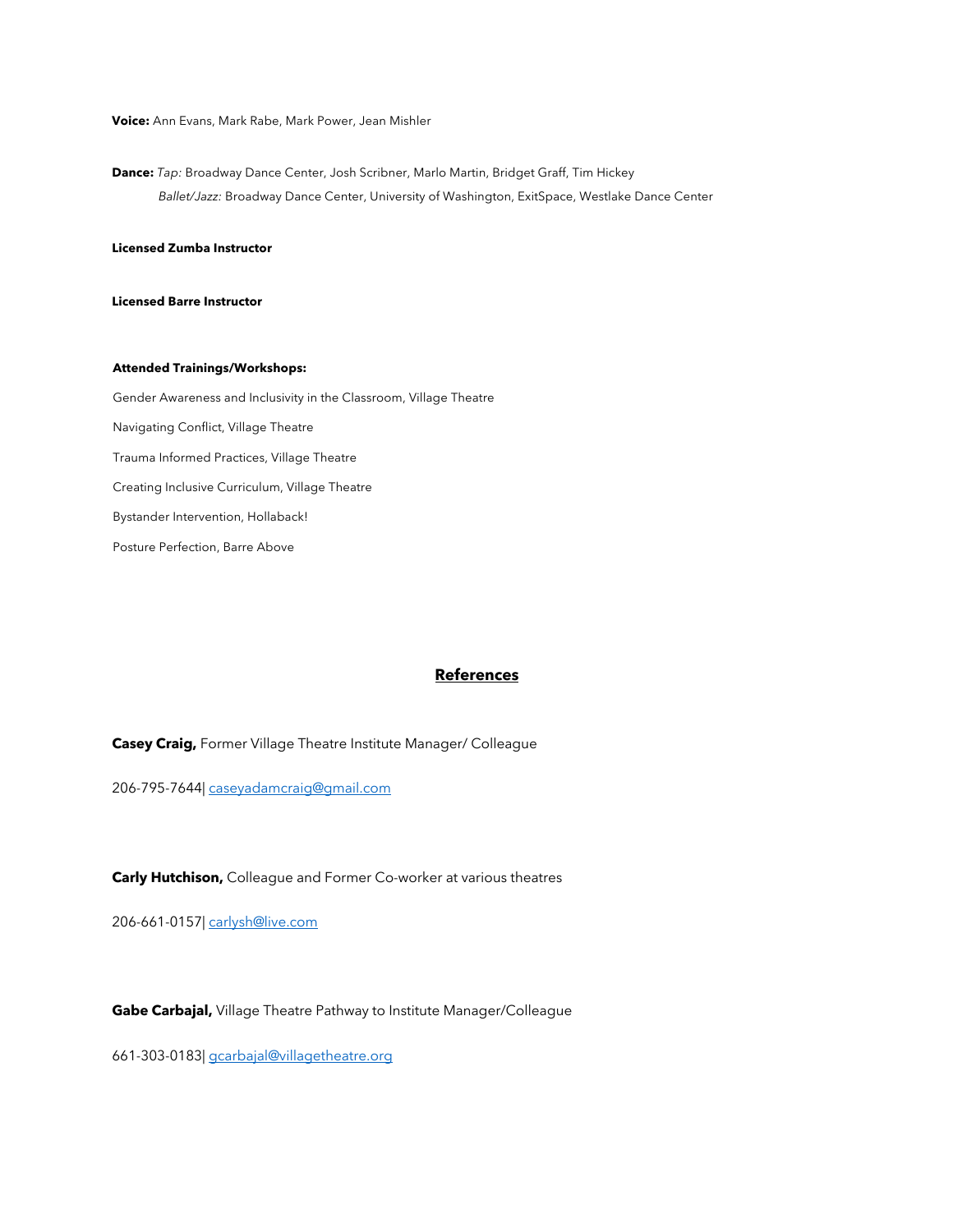**Voice:** Ann Evans, Mark Rabe, Mark Power, Jean Mishler

**Dance:** *Tap:* Broadway Dance Center, Josh Scribner, Marlo Martin, Bridget Graff, Tim Hickey
*Ballet/Jazz:* Broadway Dance Center, University of Washington, ExitSpace, Westlake Dance Center

**Licensed Zumba Instructor**

**Licensed Barre Instructor**

**Attended Trainings/Workshops:**

Gender Awareness and Inclusivity in the Classroom, Village Theatre

Navigating Conflict, Village Theatre

Trauma Informed Practices, Village Theatre

Creating Inclusive Curriculum, Village Theatre

Bystander Intervention, Hollaback!

Posture Perfection, Barre Above

## References

**Casey Craig,** Former Village Theatre Institute Manager/ Colleague

206-795-7644| caseyadamcraig@gmail.com

**Carly Hutchison,** Colleague and Former Co-worker at various theatres

206-661-0157| carlysh@live.com

**Gabe Carbajal,** Village Theatre Pathway to Institute Manager/Colleague

661-303-0183| gcarbajal@villagetheatre.org